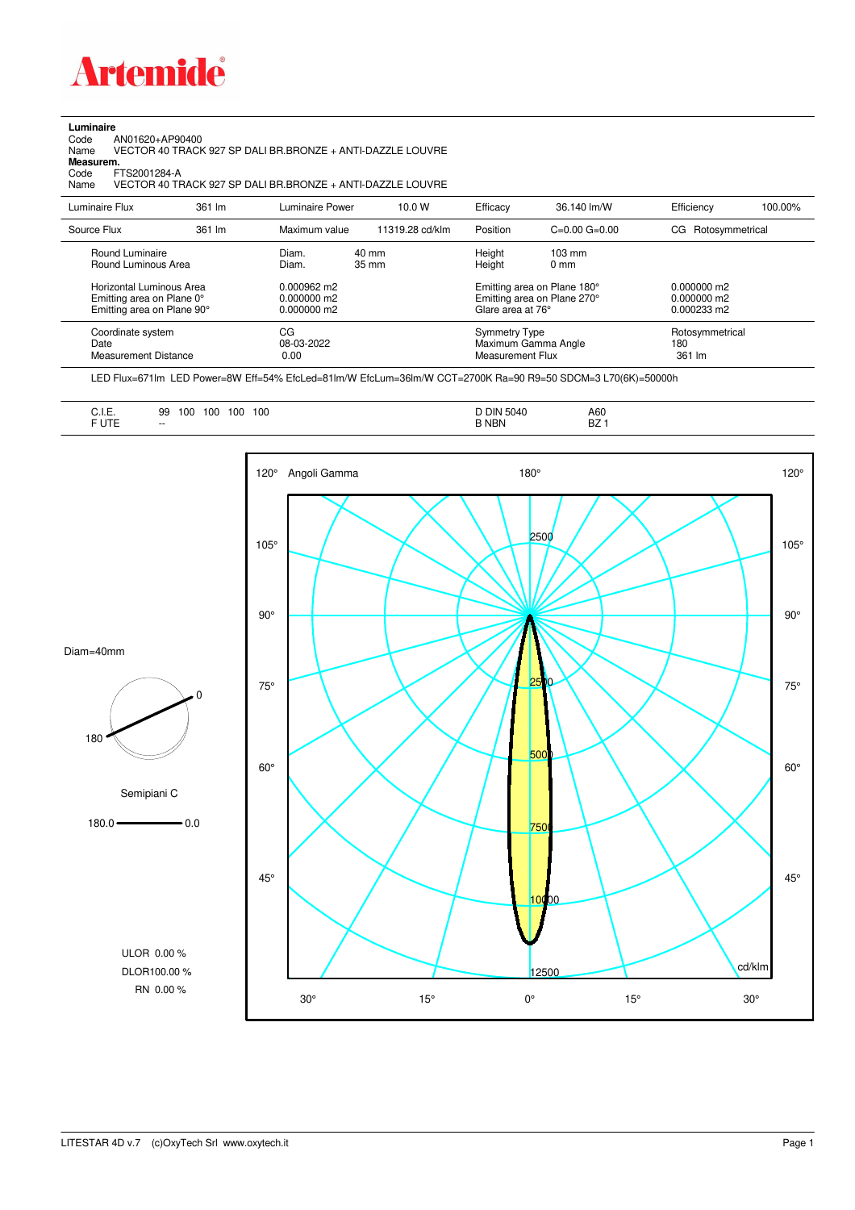# Artemide

**Luminaire**

Code AN01620+AP90400
Name VECTOR 40 TRACK 927 SP DALI BR.BRONZE + ANTI-DAZZLE LOUVRE

**Measurem.**

Code FTS2001284-A
Name VECTOR 40 TRACK 927 SP DALI BR.BRONZE + ANTI-DAZZLE LOUVRE

| Luminaire Flux | 361 lm | Luminaire Power | 10.0 W | Efficacy | 36.140 lm/W | Efficiency | 100.00% |
|---|---|---|---|---|---|---|---|
| Source Flux | 361 lm | Maximum value | 11319.28 cd/klm | Position | C=0.00 G=0.00 | CG | Rotosymmetrical |

| | | | | |
|---|---|---|---|---|
| Round Luminaire | Diam. 40 mm | Height | 103 mm | |
| Round Luminous Area | Diam. 35 mm | Height | 0 mm | |
| Horizontal Luminous Area | 0.000962 m2 | Emitting area on Plane 180° | | 0.000000 m2 |
| Emitting area on Plane 0° | 0.000000 m2 | Emitting area on Plane 270° | | 0.000000 m2 |
| Emitting area on Plane 90° | 0.000000 m2 | Glare area at 76° | | 0.000233 m2 |

| | | | |
|---|---|---|---|
| Coordinate system | CG | Symmetry Type | Rotosymmetrical |
| Date | 08-03-2022 | Maximum Gamma Angle | 180 |
| Measurement Distance | 0.00 | Measurement Flux | 361 lm |

LED Flux=671lm LED Power=8W Eff=54% EfcLed=81lm/W EfcLum=36lm/W CCT=2700K Ra=90 R9=50 SDCM=3 L70(6K)=50000h

| | | | |
|---|---|---|---|
| C.I.E. | 99 100 100 100 100 | D DIN 5040 | A60 |
| F UTE | -- | B NBN | BZ 1 |

Diam=40mm

Semipiani C

180.0 — 0.0

ULOR 0.00 %
DLOR100.00 %
RN 0.00 %

Angoli Gamma — cd/klm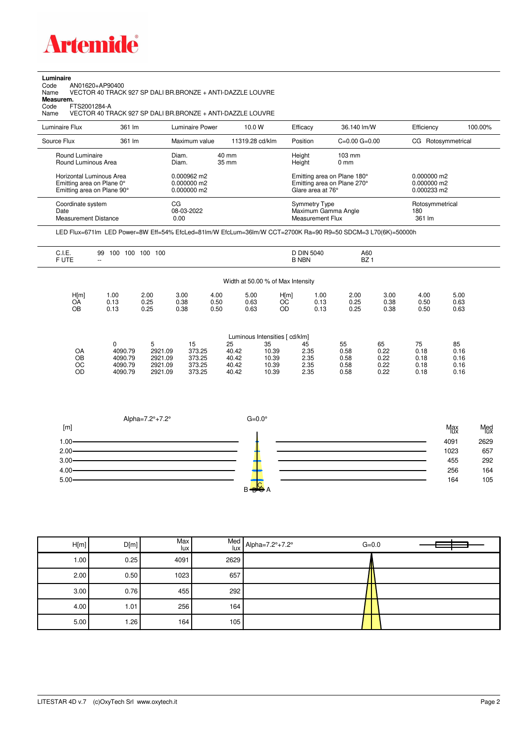Artemide

**Luminaire**

Code AN01620+AP90400

Name VECTOR 40 TRACK 927 SP DALI BR.BRONZE + ANTI-DAZZLE LOUVRE

**Measurem.**

Code FTS2001284-A

Name VECTOR 40 TRACK 927 SP DALI BR.BRONZE + ANTI-DAZZLE LOUVRE

| | | | | | | | |
|---|---|---|---|---|---|---|---|
| Luminaire Flux | 361 lm | Luminaire Power | 10.0 W | Efficacy | 36.140 lm/W | Efficiency | 100.00% |
| Source Flux | 361 lm | Maximum value | 11319.28 cd/klm | Position | C=0.00 G=0.00 | CG | Rotosymmetrical |

| | | | | | |
|---|---|---|---|---|---|
| Round Luminaire | Diam. | 40 mm | Height | 103 mm | |
| Round Luminous Area | Diam. | 35 mm | Height | 0 mm | |
| Horizontal Luminous Area | 0.000962 m2 | | Emitting area on Plane 180° | | 0.000000 m2 |
| Emitting area on Plane 0° | 0.000000 m2 | | Emitting area on Plane 270° | | 0.000000 m2 |
| Emitting area on Plane 90° | 0.000000 m2 | | Glare area at 76° | | 0.000233 m2 |
| Coordinate system | CG | | Symmetry Type | | Rotosymmetrical |
| Date | 08-03-2022 | | Maximum Gamma Angle | | 180 |
| Measurement Distance | 0.00 | | Measurement Flux | | 361 lm |

LED Flux=671lm LED Power=8W Eff=54% EfcLed=81lm/W EfcLum=36lm/W CCT=2700K Ra=90 R9=50 SDCM=3 L70(6K)=50000h

| | | | |
|---|---|---|---|
| C.I.E. | 99 100 100 100 100 | D DIN 5040 | A60 |
| F UTE | -- | B NBN | BZ 1 |

Width at 50.00 % of Max Intensity

| H[m] | 1.00 | 2.00 | 3.00 | 4.00 | 5.00 | H[m] | 1.00 | 2.00 | 3.00 | 4.00 | 5.00 |
|---|---|---|---|---|---|---|---|---|---|---|---|
| OA | 0.13 | 0.25 | 0.38 | 0.50 | 0.63 | OC | 0.13 | 0.25 | 0.38 | 0.50 | 0.63 |
| OB | 0.13 | 0.25 | 0.38 | 0.50 | 0.63 | OD | 0.13 | 0.25 | 0.38 | 0.50 | 0.63 |

Luminous Intensities [ cd/klm]

| | 0 | 5 | 15 | 25 | 35 | 45 | 55 | 65 | 75 | 85 |
|---|---|---|---|---|---|---|---|---|---|---|
| OA | 4090.79 | 2921.09 | 373.25 | 40.42 | 10.39 | 2.35 | 0.58 | 0.22 | 0.18 | 0.16 |
| OB | 4090.79 | 2921.09 | 373.25 | 40.42 | 10.39 | 2.35 | 0.58 | 0.22 | 0.18 | 0.16 |
| OC | 4090.79 | 2921.09 | 373.25 | 40.42 | 10.39 | 2.35 | 0.58 | 0.22 | 0.18 | 0.16 |
| OD | 4090.79 | 2921.09 | 373.25 | 40.42 | 10.39 | 2.35 | 0.58 | 0.22 | 0.18 | 0.16 |

Alpha=7.2°+7.2° G=0.0°

[m] Max lux Med lux

1.00 4091 2629

2.00 1023 657

3.00 455 292

4.00 256 164

5.00 164 105

B D C A

| H[m] | D[m] | Max lux | Med lux | Alpha=7.2°+7.2° G=0.0 |
|---|---|---|---|---|
| 1.00 | 0.25 | 4091 | 2629 | |
| 2.00 | 0.50 | 1023 | 657 | |
| 3.00 | 0.76 | 455 | 292 | |
| 4.00 | 1.01 | 256 | 164 | |
| 5.00 | 1.26 | 164 | 105 | |

LITESTAR 4D v.7 (c)OxyTech Srl www.oxytech.it